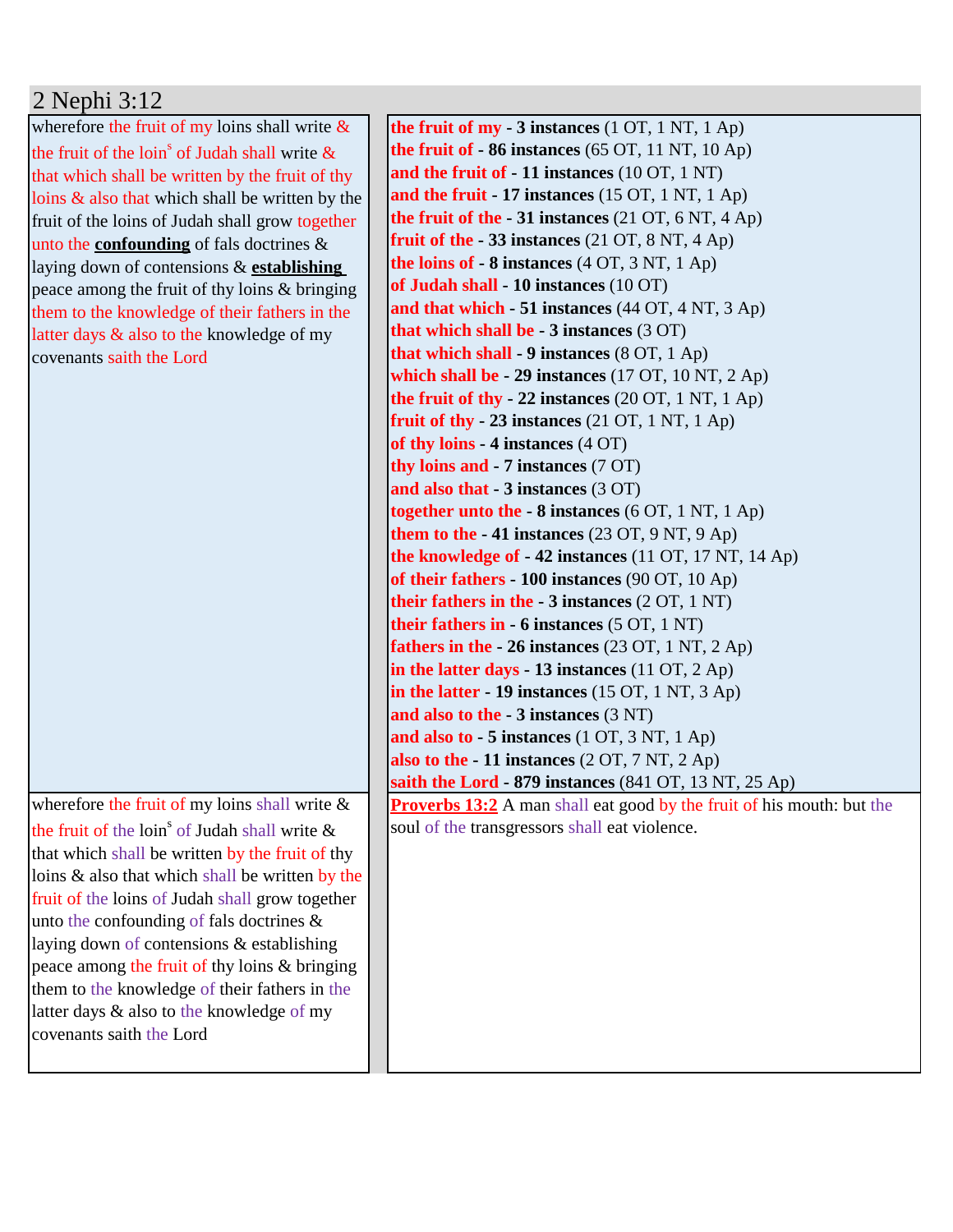# 2 Nephi 3:12

| | |
|---|---|
| wherefore the fruit of my loins shall write & the fruit of the loin[s] of Judah shall write & that which shall be written by the fruit of thy loins & also that which shall be written by the fruit of the loins of Judah shall grow together unto the **confounding** of fals doctrines & laying down of contensions & **establishing** peace among the fruit of thy loins & bringing them to the knowledge of their fathers in the latter days & also to the knowledge of my covenants saith the Lord | **the fruit of my - 3 instances** (1 OT, 1 NT, 1 Ap)<br>**the fruit of - 86 instances** (65 OT, 11 NT, 10 Ap)<br>**and the fruit of - 11 instances** (10 OT, 1 NT)<br>**and the fruit - 17 instances** (15 OT, 1 NT, 1 Ap)<br>**the fruit of the - 31 instances** (21 OT, 6 NT, 4 Ap)<br>**fruit of the - 33 instances** (21 OT, 8 NT, 4 Ap)<br>**the loins of - 8 instances** (4 OT, 3 NT, 1 Ap)<br>**of Judah shall - 10 instances** (10 OT)<br>**and that which - 51 instances** (44 OT, 4 NT, 3 Ap)<br>**that which shall be - 3 instances** (3 OT)<br>**that which shall - 9 instances** (8 OT, 1 Ap)<br>**which shall be - 29 instances** (17 OT, 10 NT, 2 Ap)<br>**the fruit of thy - 22 instances** (20 OT, 1 NT, 1 Ap)<br>**fruit of thy - 23 instances** (21 OT, 1 NT, 1 Ap)<br>**of thy loins - 4 instances** (4 OT)<br>**thy loins and - 7 instances** (7 OT)<br>**and also that - 3 instances** (3 OT)<br>**together unto the - 8 instances** (6 OT, 1 NT, 1 Ap)<br>**them to the - 41 instances** (23 OT, 9 NT, 9 Ap)<br>**the knowledge of - 42 instances** (11 OT, 17 NT, 14 Ap)<br>**of their fathers - 100 instances** (90 OT, 10 Ap)<br>**their fathers in the - 3 instances** (2 OT, 1 NT)<br>**their fathers in - 6 instances** (5 OT, 1 NT)<br>**fathers in the - 26 instances** (23 OT, 1 NT, 2 Ap)<br>**in the latter days - 13 instances** (11 OT, 2 Ap)<br>**in the latter - 19 instances** (15 OT, 1 NT, 3 Ap)<br>**and also to the - 3 instances** (3 NT)<br>**and also to - 5 instances** (1 OT, 3 NT, 1 Ap)<br>**also to the - 11 instances** (2 OT, 7 NT, 2 Ap)<br>**saith the Lord - 879 instances** (841 OT, 13 NT, 25 Ap) |
| wherefore the fruit of my loins shall write & the fruit of the loin[s] of Judah shall write & that which shall be written by the fruit of thy loins & also that which shall be written by the fruit of the loins of Judah shall grow together unto the confounding of fals doctrines & laying down of contensions & establishing peace among the fruit of thy loins & bringing them to the knowledge of their fathers in the latter days & also to the knowledge of my covenants saith the Lord | **Proverbs 13:2** A man shall eat good by the fruit of his mouth: but the soul of the transgressors shall eat violence. |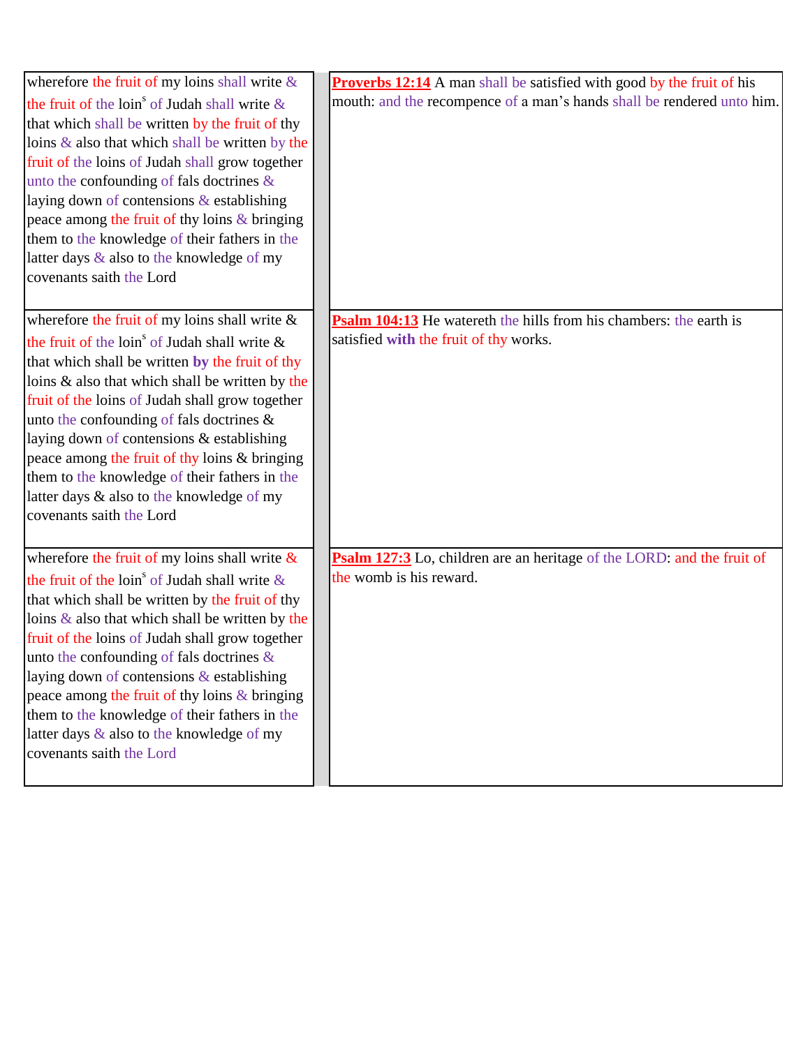| | |
|---|---|
| wherefore the fruit of my loins shall write & the fruit of the loin[s] of Judah shall write & that which shall be written by the fruit of thy loins & also that which shall be written by the fruit of the loins of Judah shall grow together unto the confounding of fals doctrines & laying down of contensions & establishing peace among the fruit of thy loins & bringing them to the knowledge of their fathers in the latter days & also to the knowledge of my covenants saith the Lord | **Proverbs 12:14** A man shall be satisfied with good by the fruit of his mouth: and the recompence of a man's hands shall be rendered unto him. |
| wherefore the fruit of my loins shall write & the fruit of the loin[s] of Judah shall write & that which shall be written **by** the fruit of thy loins & also that which shall be written by the fruit of the loins of Judah shall grow together unto the confounding of fals doctrines & laying down of contensions & establishing peace among the fruit of thy loins & bringing them to the knowledge of their fathers in the latter days & also to the knowledge of my covenants saith the Lord | **Psalm 104:13** He watereth the hills from his chambers: the earth is satisfied **with** the fruit of thy works. |
| wherefore the fruit of my loins shall write & the fruit of the loin[s] of Judah shall write & that which shall be written by the fruit of thy loins & also that which shall be written by the fruit of the loins of Judah shall grow together unto the confounding of fals doctrines & laying down of contensions & establishing peace among the fruit of thy loins & bringing them to the knowledge of their fathers in the latter days & also to the knowledge of my covenants saith the Lord | **Psalm 127:3** Lo, children are an heritage of the LORD: and the fruit of the womb is his reward. |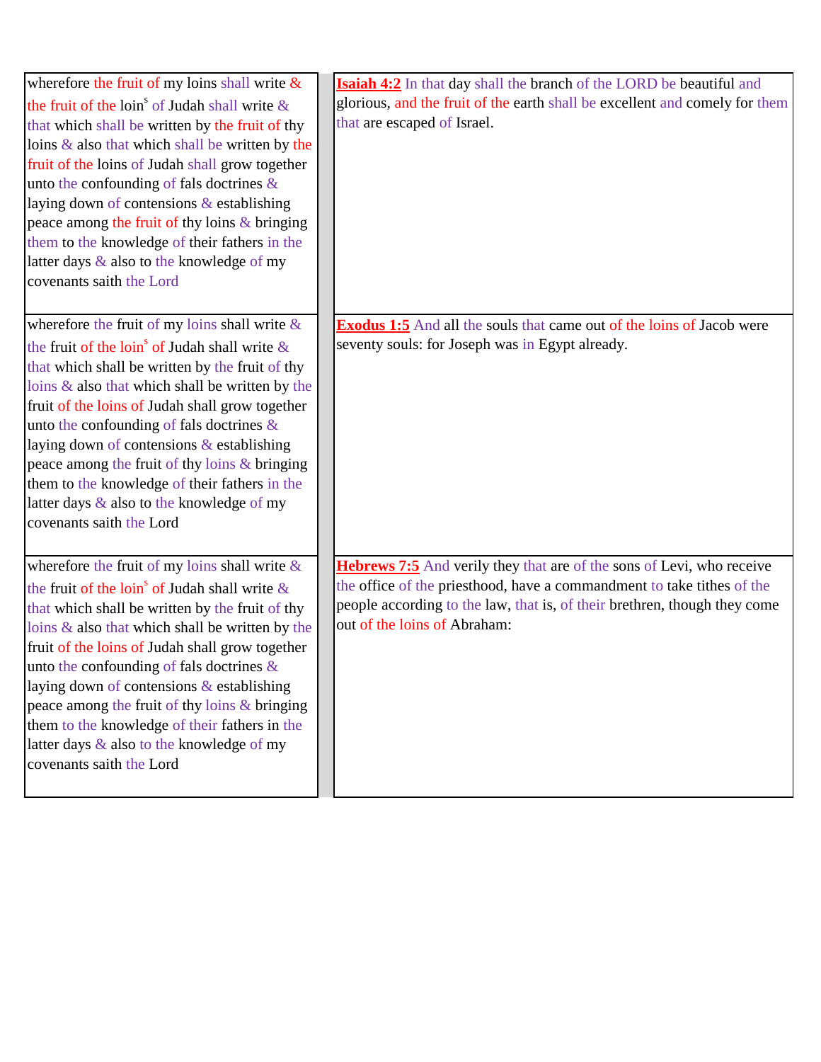| | |
|---|---|
| wherefore the fruit of my loins shall write & the fruit of the loin[s] of Judah shall write & that which shall be written by the fruit of thy loins & also that which shall be written by the fruit of the loins of Judah shall grow together unto the confounding of fals doctrines & laying down of contensions & establishing peace among the fruit of thy loins & bringing them to the knowledge of their fathers in the latter days & also to the knowledge of my covenants saith the Lord | **Isaiah 4:2** In that day shall the branch of the LORD be beautiful and glorious, and the fruit of the earth shall be excellent and comely for them that are escaped of Israel. |
| wherefore the fruit of my loins shall write & the fruit of the loin[s] of Judah shall write & that which shall be written by the fruit of thy loins & also that which shall be written by the fruit of the loins of Judah shall grow together unto the confounding of fals doctrines & laying down of contensions & establishing peace among the fruit of thy loins & bringing them to the knowledge of their fathers in the latter days & also to the knowledge of my covenants saith the Lord | **Exodus 1:5** And all the souls that came out of the loins of Jacob were seventy souls: for Joseph was in Egypt already. |
| wherefore the fruit of my loins shall write & the fruit of the loin[s] of Judah shall write & that which shall be written by the fruit of thy loins & also that which shall be written by the fruit of the loins of Judah shall grow together unto the confounding of fals doctrines & laying down of contensions & establishing peace among the fruit of thy loins & bringing them to the knowledge of their fathers in the latter days & also to the knowledge of my covenants saith the Lord | **Hebrews 7:5** And verily they that are of the sons of Levi, who receive the office of the priesthood, have a commandment to take tithes of the people according to the law, that is, of their brethren, though they come out of the loins of Abraham: |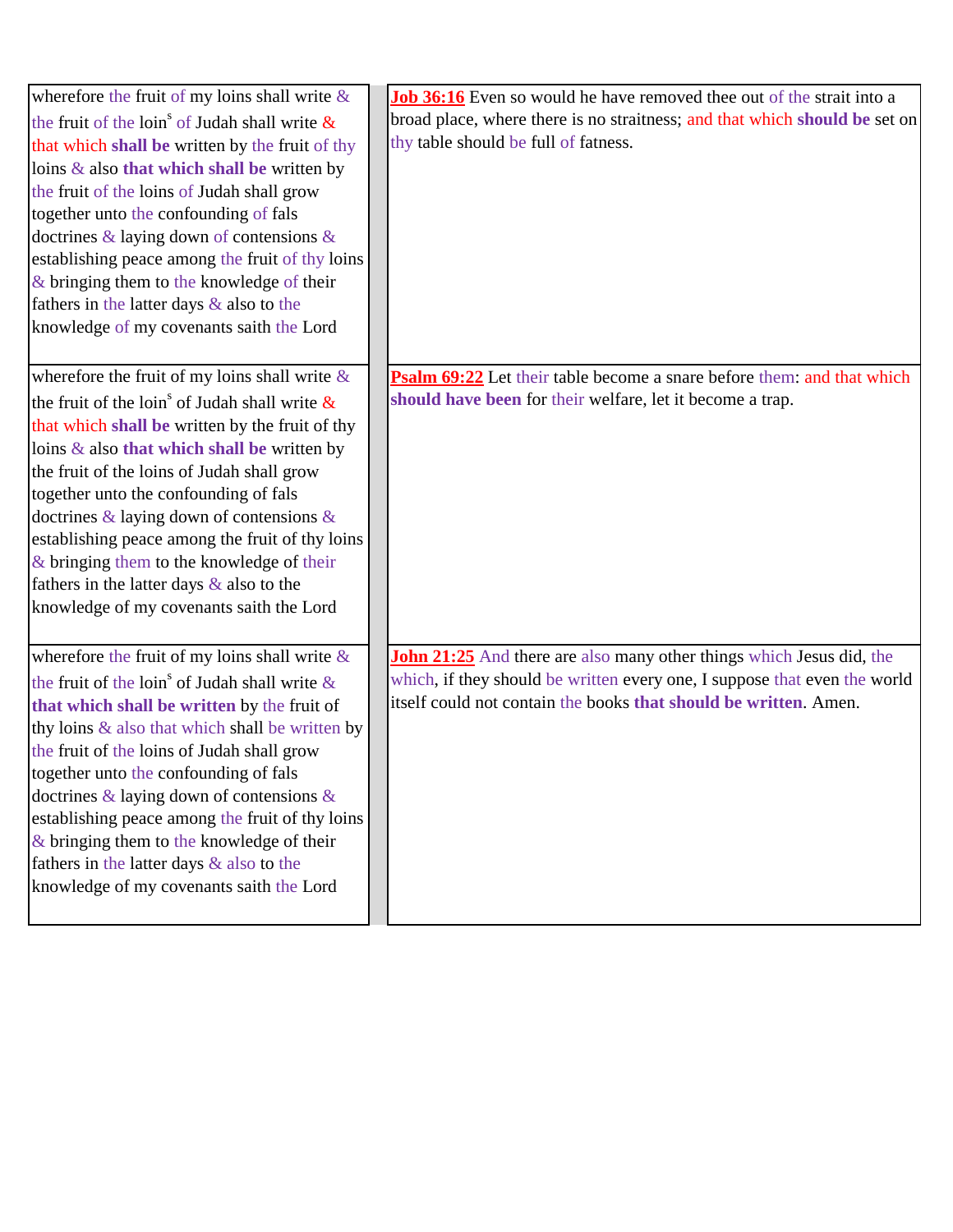| | |
|---|---|
| wherefore the fruit of my loins shall write & the fruit of the loin[s] of Judah shall write & that which **shall be** written by the fruit of thy loins & also **that which shall be** written by the fruit of the loins of Judah shall grow together unto the confounding of fals doctrines & laying down of contensions & establishing peace among the fruit of thy loins & bringing them to the knowledge of their fathers in the latter days & also to the knowledge of my covenants saith the Lord | **Job 36:16** Even so would he have removed thee out of the strait into a broad place, where there is no straitness; and that which **should be** set on thy table should be full of fatness. |
| wherefore the fruit of my loins shall write & the fruit of the loin[s] of Judah shall write & that which **shall be** written by the fruit of thy loins & also **that which shall be** written by the fruit of the loins of Judah shall grow together unto the confounding of fals doctrines & laying down of contensions & establishing peace among the fruit of thy loins & bringing them to the knowledge of their fathers in the latter days & also to the knowledge of my covenants saith the Lord | **Psalm 69:22** Let their table become a snare before them: and that which **should have been** for their welfare, let it become a trap. |
| wherefore the fruit of my loins shall write & the fruit of the loin[s] of Judah shall write & **that which shall be written** by the fruit of thy loins & also that which shall be written by the fruit of the loins of Judah shall grow together unto the confounding of fals doctrines & laying down of contensions & establishing peace among the fruit of thy loins & bringing them to the knowledge of their fathers in the latter days & also to the knowledge of my covenants saith the Lord | **John 21:25** And there are also many other things which Jesus did, the which, if they should be written every one, I suppose that even the world itself could not contain the books **that should be written**. Amen. |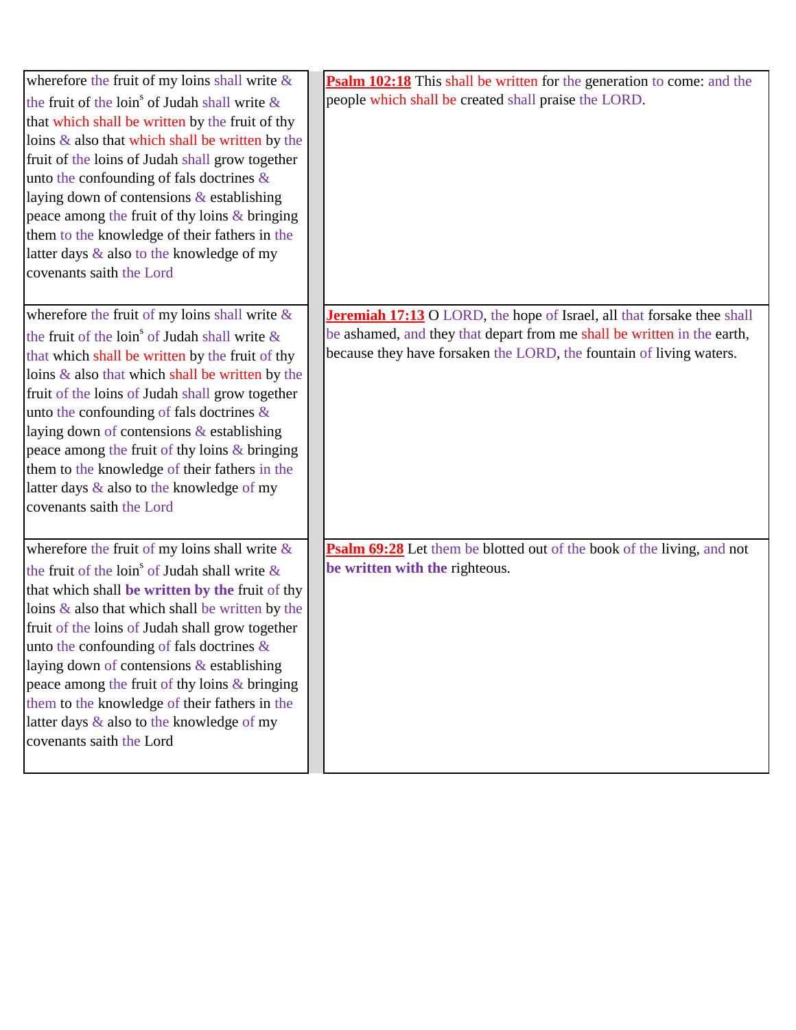| | |
|---|---|
| wherefore the fruit of my loins shall write & the fruit of the loin[s] of Judah shall write & that which shall be written by the fruit of thy loins & also that which shall be written by the fruit of the loins of Judah shall grow together unto the confounding of fals doctrines & laying down of contensions & establishing peace among the fruit of thy loins & bringing them to the knowledge of their fathers in the latter days & also to the knowledge of my covenants saith the Lord | **Psalm 102:18** This shall be written for the generation to come: and the people which shall be created shall praise the LORD. |
| wherefore the fruit of my loins shall write & the fruit of the loin[s] of Judah shall write & that which shall be written by the fruit of thy loins & also that which shall be written by the fruit of the loins of Judah shall grow together unto the confounding of fals doctrines & laying down of contensions & establishing peace among the fruit of thy loins & bringing them to the knowledge of their fathers in the latter days & also to the knowledge of my covenants saith the Lord | **Jeremiah 17:13** O LORD, the hope of Israel, all that forsake thee shall be ashamed, and they that depart from me shall be written in the earth, because they have forsaken the LORD, the fountain of living waters. |
| wherefore the fruit of my loins shall write & the fruit of the loin[s] of Judah shall write & that which shall **be written by the** fruit of thy loins & also that which shall be written by the fruit of the loins of Judah shall grow together unto the confounding of fals doctrines & laying down of contensions & establishing peace among the fruit of thy loins & bringing them to the knowledge of their fathers in the latter days & also to the knowledge of my covenants saith the Lord | **Psalm 69:28** Let them be blotted out of the book of the living, and not **be written with the** righteous. |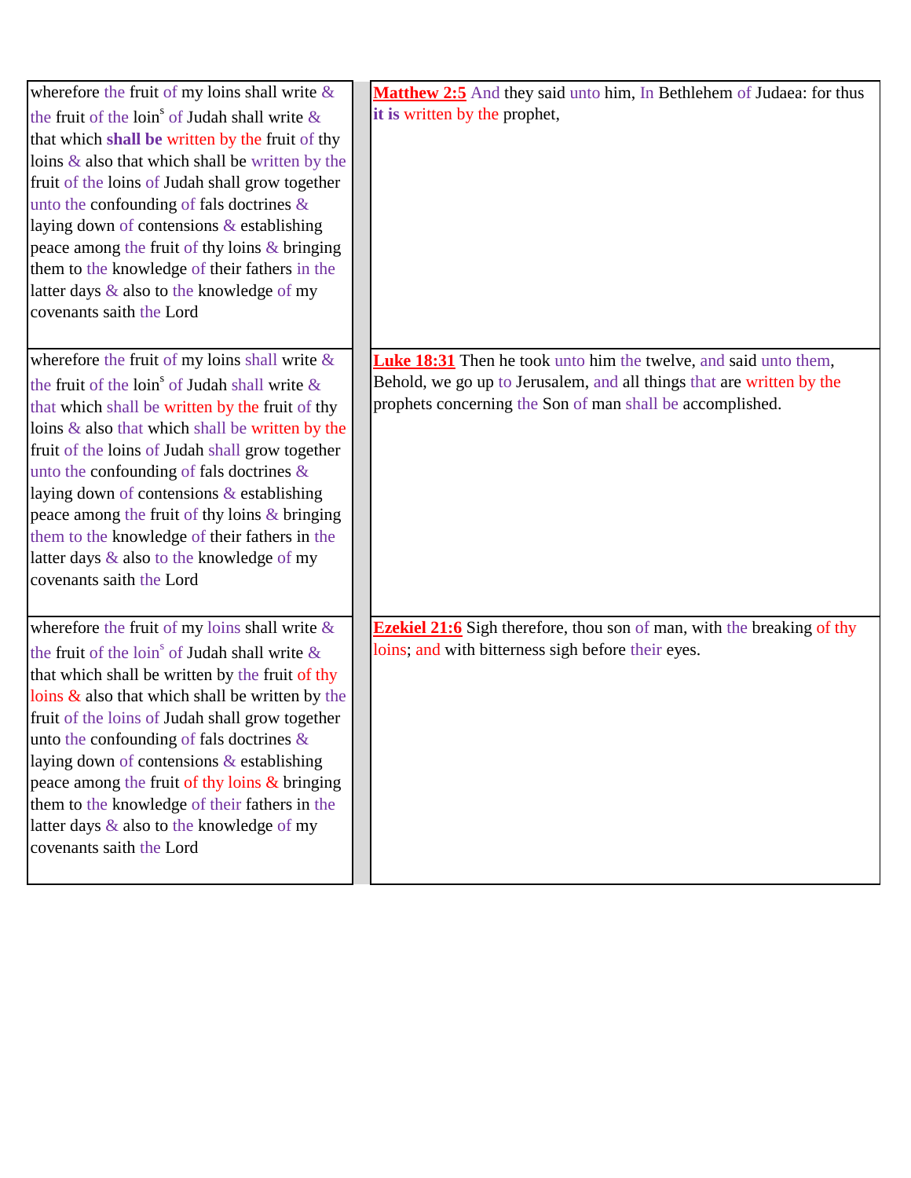| | |
|---|---|
| wherefore the fruit of my loins shall write & the fruit of the loin[s] of Judah shall write & that which **shall be** written by the fruit of thy loins & also that which shall be written by the fruit of the loins of Judah shall grow together unto the confounding of fals doctrines & laying down of contensions & establishing peace among the fruit of thy loins & bringing them to the knowledge of their fathers in the latter days & also to the knowledge of my covenants saith the Lord | **Matthew 2:5** And they said unto him, In Bethlehem of Judaea: for thus **it is** written by the prophet, |
| wherefore the fruit of my loins shall write & the fruit of the loin[s] of Judah shall write & that which shall be written by the fruit of thy loins & also that which shall be written by the fruit of the loins of Judah shall grow together unto the confounding of fals doctrines & laying down of contensions & establishing peace among the fruit of thy loins & bringing them to the knowledge of their fathers in the latter days & also to the knowledge of my covenants saith the Lord | **Luke 18:31** Then he took unto him the twelve, and said unto them, Behold, we go up to Jerusalem, and all things that are written by the prophets concerning the Son of man shall be accomplished. |
| wherefore the fruit of my loins shall write & the fruit of the loin[s] of Judah shall write & that which shall be written by the fruit of thy loins & also that which shall be written by the fruit of the loins of Judah shall grow together unto the confounding of fals doctrines & laying down of contensions & establishing peace among the fruit of thy loins & bringing them to the knowledge of their fathers in the latter days & also to the knowledge of my covenants saith the Lord | **Ezekiel 21:6** Sigh therefore, thou son of man, with the breaking of thy loins; and with bitterness sigh before their eyes. |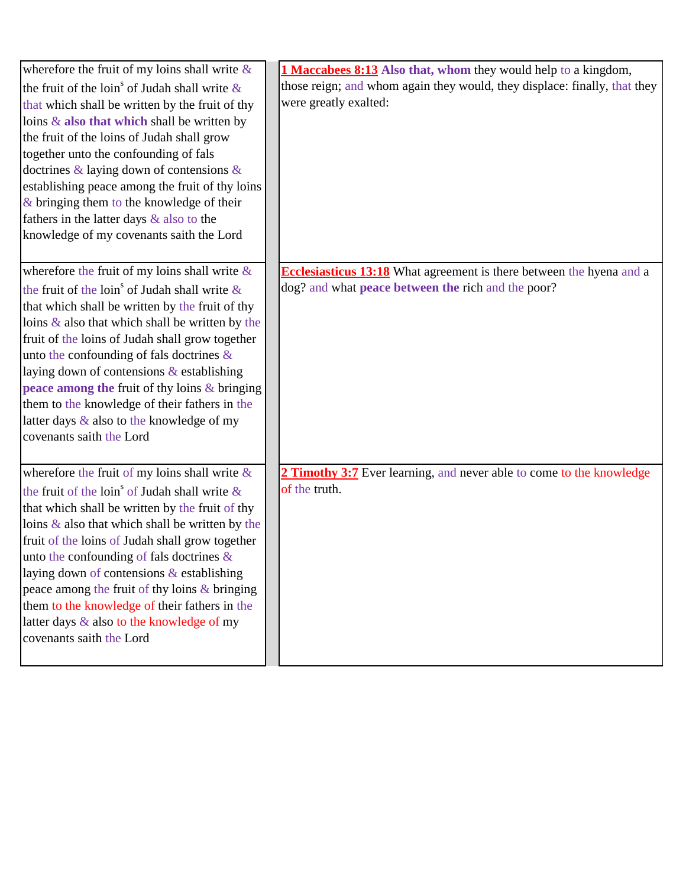| | |
|---|---|
| wherefore the fruit of my loins shall write & the fruit of the loin[s] of Judah shall write & that which shall be written by the fruit of thy loins & **also that which** shall be written by the fruit of the loins of Judah shall grow together unto the confounding of fals doctrines & laying down of contensions & establishing peace among the fruit of thy loins & bringing them to the knowledge of their fathers in the latter days & also to the knowledge of my covenants saith the Lord | **1 Maccabees 8:13** **Also that, whom** they would help to a kingdom, those reign; and whom again they would, they displace: finally, that they were greatly exalted: |
| wherefore the fruit of my loins shall write & the fruit of the loin[s] of Judah shall write & that which shall be written by the fruit of thy loins & also that which shall be written by the fruit of the loins of Judah shall grow together unto the confounding of fals doctrines & laying down of contensions & establishing **peace among the** fruit of thy loins & bringing them to the knowledge of their fathers in the latter days & also to the knowledge of my covenants saith the Lord | **Ecclesiasticus 13:18** What agreement is there between the hyena and a dog? and what **peace between the** rich and the poor? |
| wherefore the fruit of my loins shall write & the fruit of the loin[s] of Judah shall write & that which shall be written by the fruit of thy loins & also that which shall be written by the fruit of the loins of Judah shall grow together unto the confounding of fals doctrines & laying down of contensions & establishing peace among the fruit of thy loins & bringing them to the knowledge of their fathers in the latter days & also to the knowledge of my covenants saith the Lord | **2 Timothy 3:7** Ever learning, and never able to come to the knowledge of the truth. |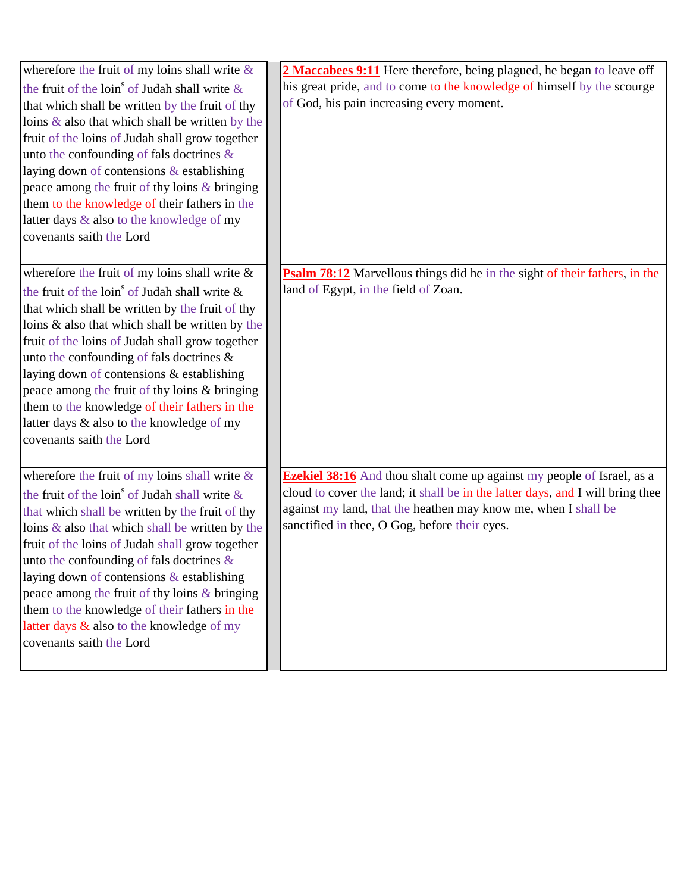| | |
|---|---|
| wherefore the fruit of my loins shall write & the fruit of the loin[s] of Judah shall write & that which shall be written by the fruit of thy loins & also that which shall be written by the fruit of the loins of Judah shall grow together unto the confounding of fals doctrines & laying down of contensions & establishing peace among the fruit of thy loins & bringing them to the knowledge of their fathers in the latter days & also to the knowledge of my covenants saith the Lord | **2 Maccabees 9:11** Here therefore, being plagued, he began to leave off his great pride, and to come to the knowledge of himself by the scourge of God, his pain increasing every moment. |
| wherefore the fruit of my loins shall write & the fruit of the loin[s] of Judah shall write & that which shall be written by the fruit of thy loins & also that which shall be written by the fruit of the loins of Judah shall grow together unto the confounding of fals doctrines & laying down of contensions & establishing peace among the fruit of thy loins & bringing them to the knowledge of their fathers in the latter days & also to the knowledge of my covenants saith the Lord | **Psalm 78:12** Marvellous things did he in the sight of their fathers, in the land of Egypt, in the field of Zoan. |
| wherefore the fruit of my loins shall write & the fruit of the loin[s] of Judah shall write & that which shall be written by the fruit of thy loins & also that which shall be written by the fruit of the loins of Judah shall grow together unto the confounding of fals doctrines & laying down of contensions & establishing peace among the fruit of thy loins & bringing them to the knowledge of their fathers in the latter days & also to the knowledge of my covenants saith the Lord | **Ezekiel 38:16** And thou shalt come up against my people of Israel, as a cloud to cover the land; it shall be in the latter days, and I will bring thee against my land, that the heathen may know me, when I shall be sanctified in thee, O Gog, before their eyes. |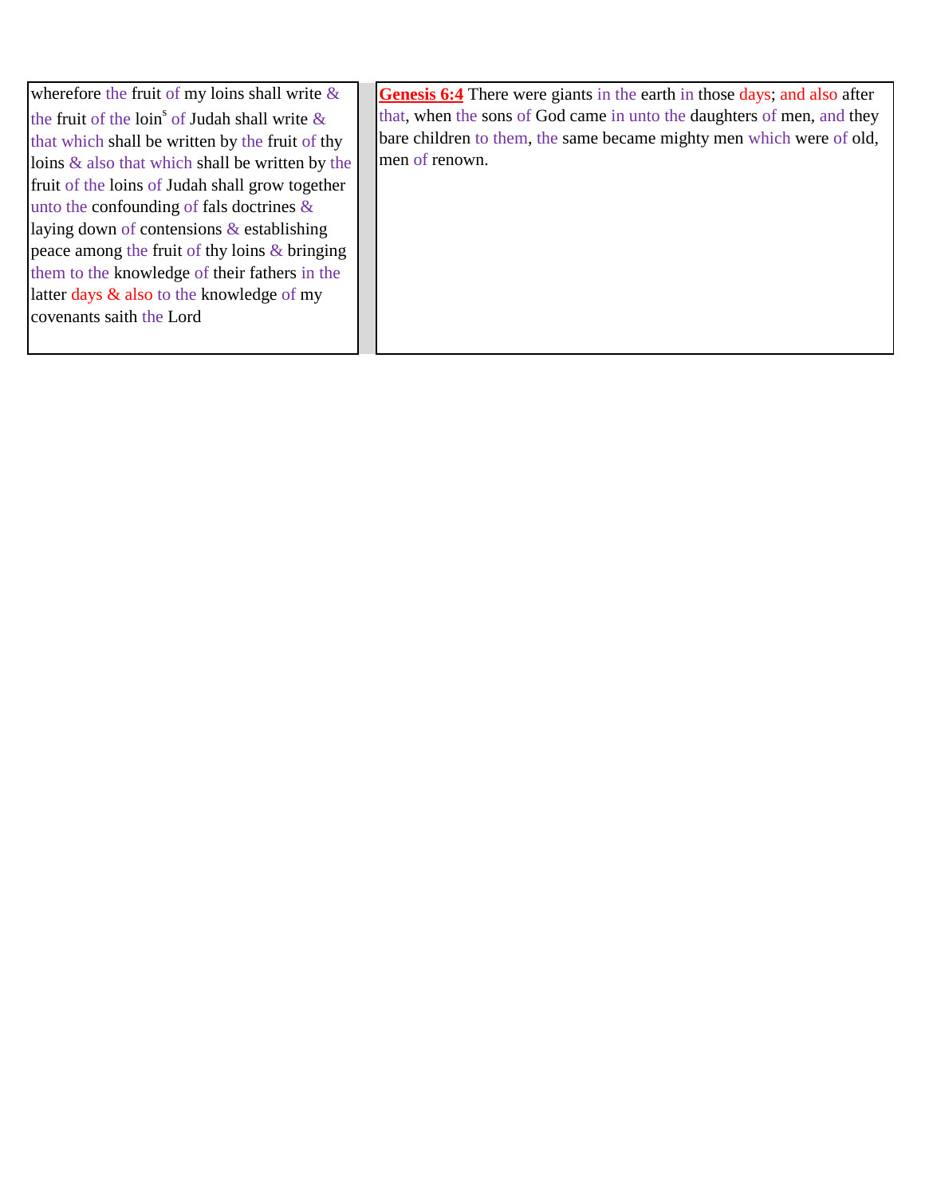| | |
|---|---|
| wherefore the fruit of my loins shall write & the fruit of the loin[s] of Judah shall write & that which shall be written by the fruit of thy loins & also that which shall be written by the fruit of the loins of Judah shall grow together unto the confounding of fals doctrines & laying down of contensions & establishing peace among the fruit of thy loins & bringing them to the knowledge of their fathers in the latter days & also to the knowledge of my covenants saith the Lord | **Genesis 6:4** There were giants in the earth in those days; and also after that, when the sons of God came in unto the daughters of men, and they bare children to them, the same became mighty men which were of old, men of renown. |